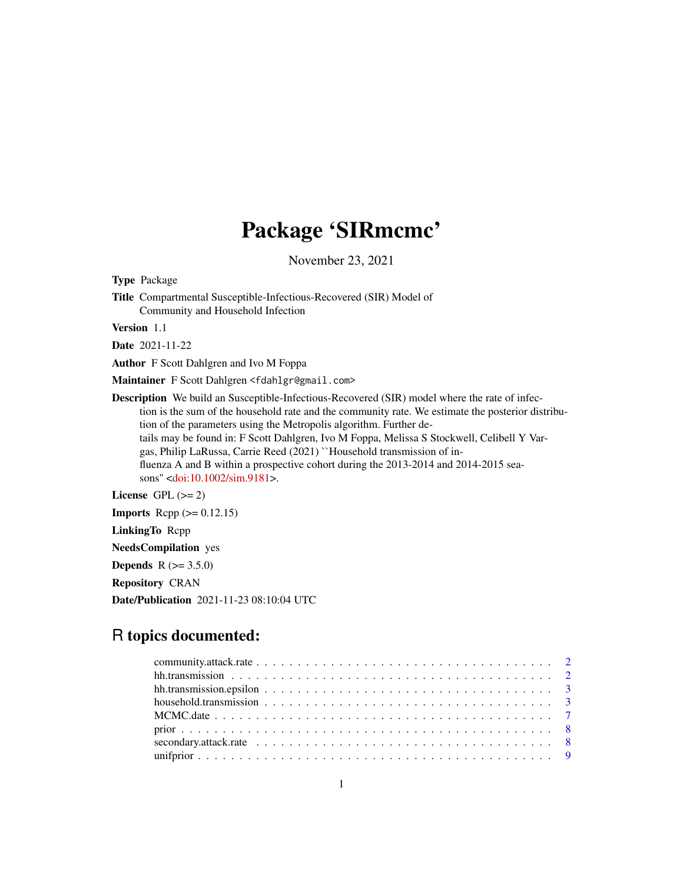# Package 'SIRmcmc'

November 23, 2021

**Type** Package

**Title** Compartmental Susceptible-Infectious-Recovered (SIR) Model of Community and Household Infection

**Version** 1.1

**Date** 2021-11-22

**Author** F Scott Dahlgren and Ivo M Foppa

**Maintainer** F Scott Dahlgren <fdahlgr@gmail.com>

**Description** We build an Susceptible-Infectious-Recovered (SIR) model where the rate of infection is the sum of the household rate and the community rate. We estimate the posterior distribution of the parameters using the Metropolis algorithm. Further details may be found in: F Scott Dahlgren, Ivo M Foppa, Melissa S Stockwell, Celibell Y Vargas, Philip LaRussa, Carrie Reed (2021) ``Household transmission of influenza A and B within a prospective cohort during the 2013-2014 and 2014-2015 seasons'' <doi:10.1002/sim.9181>.

**License** GPL (>= 2)

**Imports** Rcpp (>= 0.12.15)

**LinkingTo** Rcpp

**NeedsCompilation** yes

**Depends** R (>= 3.5.0)

**Repository** CRAN

**Date/Publication** 2021-11-23 08:10:04 UTC

## R topics documented:

community.attack.rate . . . . . . . . . . . . . . . . . . . . . . . . . . . . . . . . . . . . 2
hh.transmission . . . . . . . . . . . . . . . . . . . . . . . . . . . . . . . . . . . . . . . . 2
hh.transmission.epsilon . . . . . . . . . . . . . . . . . . . . . . . . . . . . . . . . . . . 3
household.transmission . . . . . . . . . . . . . . . . . . . . . . . . . . . . . . . . . . . 3
MCMC.date . . . . . . . . . . . . . . . . . . . . . . . . . . . . . . . . . . . . . . . . . . 7
prior . . . . . . . . . . . . . . . . . . . . . . . . . . . . . . . . . . . . . . . . . . . . . 8
secondary.attack.rate . . . . . . . . . . . . . . . . . . . . . . . . . . . . . . . . . . . . 8
unifprior . . . . . . . . . . . . . . . . . . . . . . . . . . . . . . . . . . . . . . . . . . . 9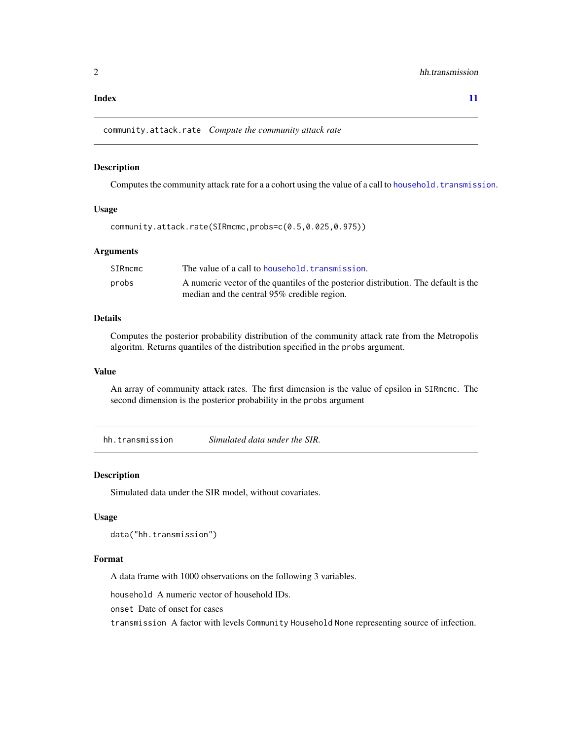**Index** **11**

---

## community.attack.rate *Compute the community attack rate*

### Description

Computes the community attack rate for a a cohort using the value of a call to household.transmission.

### Usage

```
community.attack.rate(SIRmcmc,probs=c(0.5,0.025,0.975))
```

### Arguments

| | |
|---|---|
| SIRmcmc | The value of a call to household.transmission. |
| probs | A numeric vector of the quantiles of the posterior distribution. The default is the median and the central 95% credible region. |

### Details

Computes the posterior probability distribution of the community attack rate from the Metropolis algoritm. Returns quantiles of the distribution specified in the probs argument.

### Value

An array of community attack rates. The first dimension is the value of epsilon in SIRmcmc. The second dimension is the posterior probability in the probs argument

---

## hh.transmission *Simulated data under the SIR.*

### Description

Simulated data under the SIR model, without covariates.

### Usage

```
data("hh.transmission")
```

### Format

A data frame with 1000 observations on the following 3 variables.

household A numeric vector of household IDs.

onset Date of onset for cases

transmission A factor with levels Community Household None representing source of infection.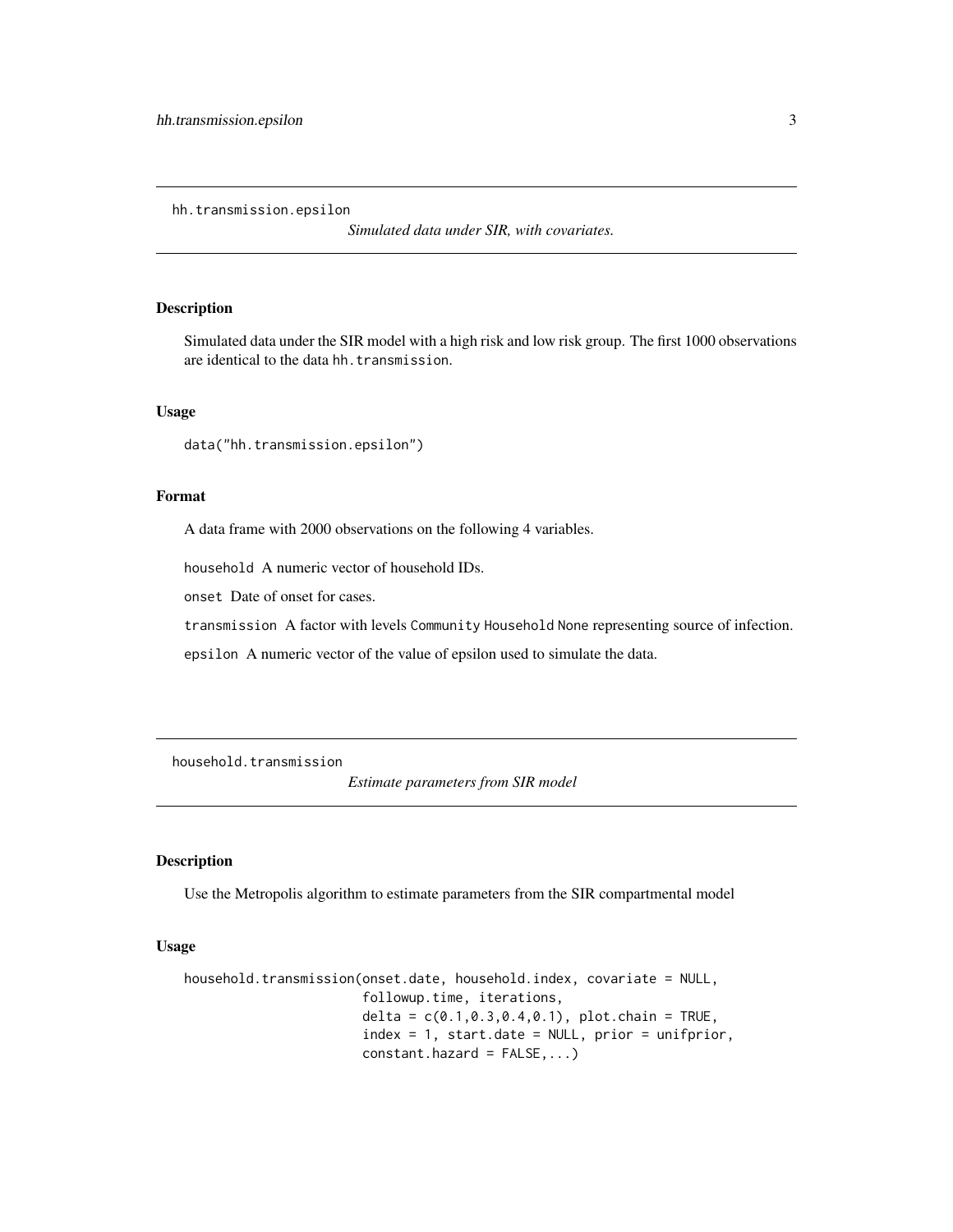## hh.transmission.epsilon

*Simulated data under SIR, with covariates.*

### Description

Simulated data under the SIR model with a high risk and low risk group. The first 1000 observations are identical to the data hh.transmission.

### Usage

```
data("hh.transmission.epsilon")
```

### Format

A data frame with 2000 observations on the following 4 variables.

household A numeric vector of household IDs.

onset Date of onset for cases.

transmission A factor with levels Community Household None representing source of infection.

epsilon A numeric vector of the value of epsilon used to simulate the data.

## household.transmission

*Estimate parameters from SIR model*

### Description

Use the Metropolis algorithm to estimate parameters from the SIR compartmental model

### Usage

```
household.transmission(onset.date, household.index, covariate = NULL,
                        followup.time, iterations,
                        delta = c(0.1,0.3,0.4,0.1), plot.chain = TRUE,
                        index = 1, start.date = NULL, prior = unifprior,
                        constant.hazard = FALSE,...)
```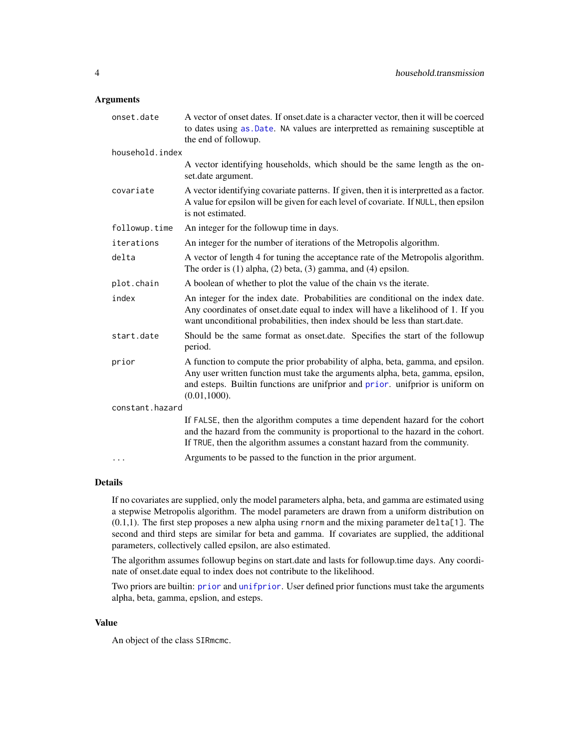### Arguments

- `onset.date` — A vector of onset dates. If onset.date is a character vector, then it will be coerced to dates using `as.Date`. `NA` values are interpretted as remaining susceptible at the end of followup.
- `household.index` — A vector identifying households, which should be the same length as the onset.date argument.
- `covariate` — A vector identifying covariate patterns. If given, then it is interpretted as a factor. A value for epsilon will be given for each level of covariate. If `NULL`, then epsilon is not estimated.
- `followup.time` — An integer for the followup time in days.
- `iterations` — An integer for the number of iterations of the Metropolis algorithm.
- `delta` — A vector of length 4 for tuning the acceptance rate of the Metropolis algorithm. The order is (1) alpha, (2) beta, (3) gamma, and (4) epsilon.
- `plot.chain` — A boolean of whether to plot the value of the chain vs the iterate.
- `index` — An integer for the index date. Probabilities are conditional on the index date. Any coordinates of onset.date equal to index will have a likelihood of 1. If you want unconditional probabilities, then index should be less than start.date.
- `start.date` — Should be the same format as onset.date. Specifies the start of the followup period.
- `prior` — A function to compute the prior probability of alpha, beta, gamma, and epsilon. Any user written function must take the arguments alpha, beta, gamma, epsilon, and esteps. Builtin functions are unifprior and `prior`. unifprior is uniform on (0.01,1000).
- `constant.hazard` — If `FALSE`, then the algorithm computes a time dependent hazard for the cohort and the hazard from the community is proportional to the hazard in the cohort. If `TRUE`, then the algorithm assumes a constant hazard from the community.
- `...` — Arguments to be passed to the function in the prior argument.

### Details

If no covariates are supplied, only the model parameters alpha, beta, and gamma are estimated using a stepwise Metropolis algorithm. The model parameters are drawn from a uniform distribution on (0.1,1). The first step proposes a new alpha using `rnorm` and the mixing parameter `delta[1]`. The second and third steps are similar for beta and gamma. If covariates are supplied, the additional parameters, collectively called epsilon, are also estimated.

The algorithm assumes followup begins on start.date and lasts for followup.time days. Any coordinate of onset.date equal to index does not contribute to the likelihood.

Two priors are builtin: `prior` and `unifprior`. User defined prior functions must take the arguments alpha, beta, gamma, epslion, and esteps.

### Value

An object of the class `SIRmcmc`.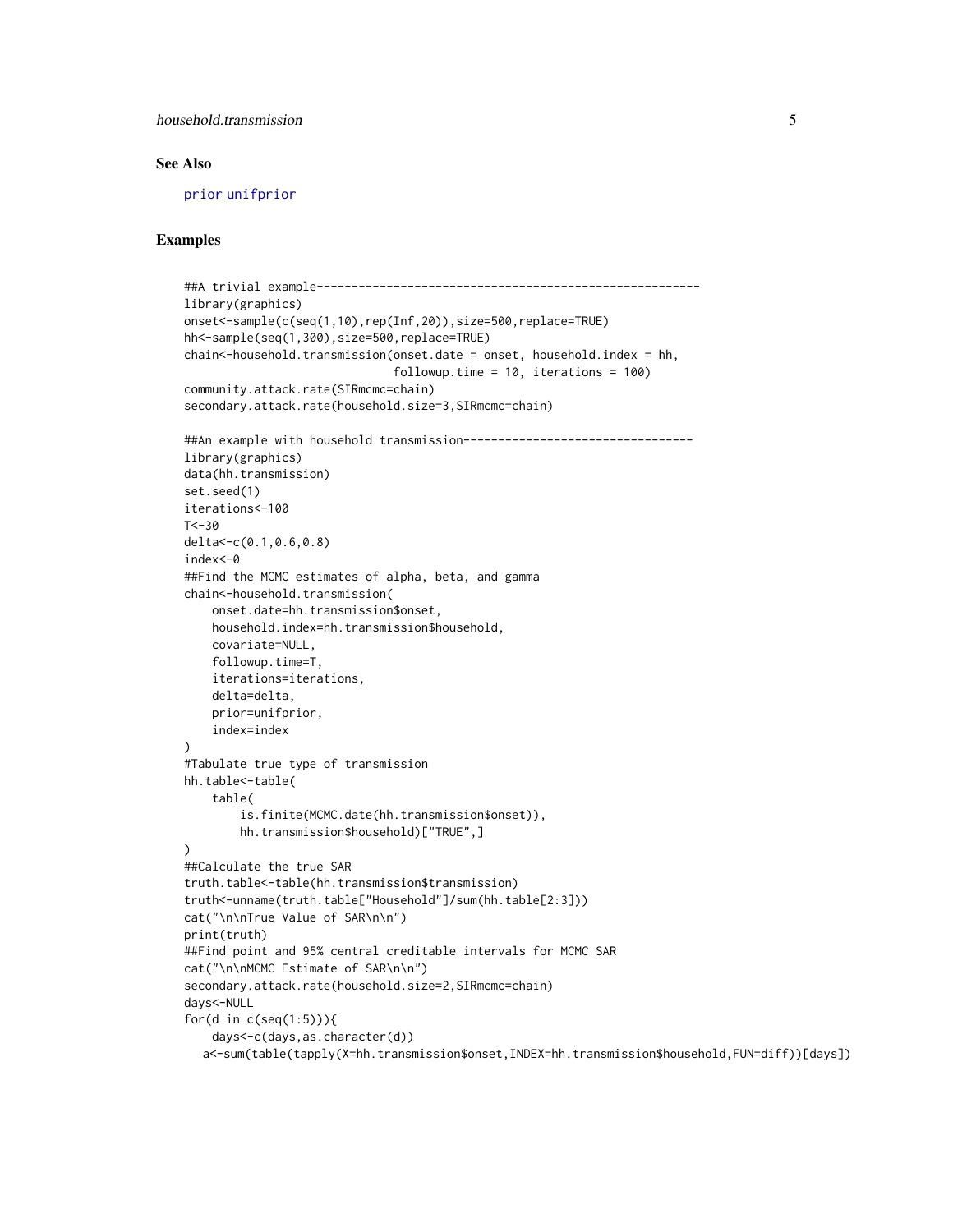## See Also

prior unifprior

## Examples

```
##A trivial example-------------------------------------------------------
library(graphics)
onset<-sample(c(seq(1,10),rep(Inf,20)),size=500,replace=TRUE)
hh<-sample(seq(1,300),size=500,replace=TRUE)
chain<-household.transmission(onset.date = onset, household.index = hh,
                              followup.time = 10, iterations = 100)
community.attack.rate(SIRmcmc=chain)
secondary.attack.rate(household.size=3,SIRmcmc=chain)

##An example with household transmission---------------------------------
library(graphics)
data(hh.transmission)
set.seed(1)
iterations<-100
T<-30
delta<-c(0.1,0.6,0.8)
index<-0
##Find the MCMC estimates of alpha, beta, and gamma
chain<-household.transmission(
    onset.date=hh.transmission$onset,
    household.index=hh.transmission$household,
    covariate=NULL,
    followup.time=T,
    iterations=iterations,
    delta=delta,
    prior=unifprior,
    index=index
)
#Tabulate true type of transmission
hh.table<-table(
    table(
        is.finite(MCMC.date(hh.transmission$onset)),
        hh.transmission$household)["TRUE",]
)
##Calculate the true SAR
truth.table<-table(hh.transmission$transmission)
truth<-unname(truth.table["Household"]/sum(hh.table[2:3]))
cat("\n\nTrue Value of SAR\n\n")
print(truth)
##Find point and 95% central creditable intervals for MCMC SAR
cat("\n\nMCMC Estimate of SAR\n\n")
secondary.attack.rate(household.size=2,SIRmcmc=chain)
days<-NULL
for(d in c(seq(1:5))){
    days<-c(days,as.character(d))
   a<-sum(table(tapply(X=hh.transmission$onset,INDEX=hh.transmission$household,FUN=diff))[days])
```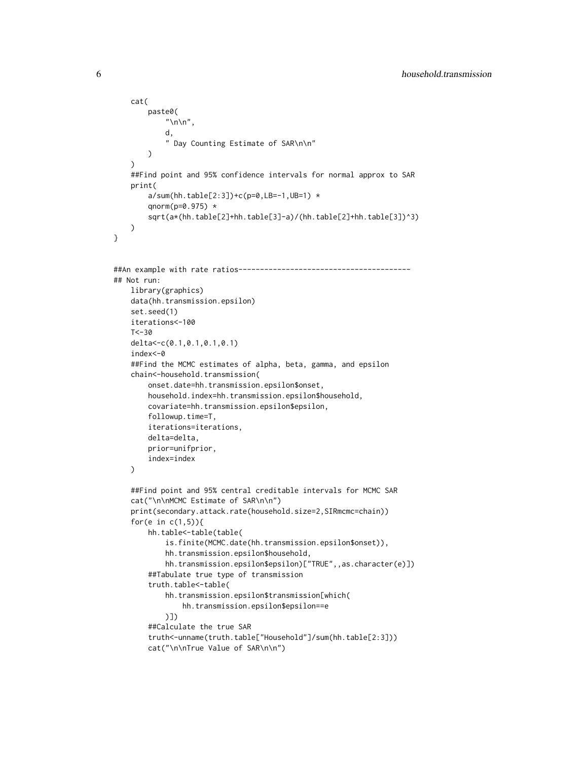```
    cat(
        paste0(
            "\n\n",
            d,
            " Day Counting Estimate of SAR\n\n"
        )
    )
    ##Find point and 95% confidence intervals for normal approx to SAR
    print(
        a/sum(hh.table[2:3])+c(p=0,LB=-1,UB=1) *
        qnorm(p=0.975) *
        sqrt(a*(hh.table[2]+hh.table[3]-a)/(hh.table[2]+hh.table[3])^3)
    )
}


##An example with rate ratios----------------------------------------
## Not run:
    library(graphics)
    data(hh.transmission.epsilon)
    set.seed(1)
    iterations<-100
    T<-30
    delta<-c(0.1,0.1,0.1,0.1)
    index<-0
    ##Find the MCMC estimates of alpha, beta, gamma, and epsilon
    chain<-household.transmission(
        onset.date=hh.transmission.epsilon$onset,
        household.index=hh.transmission.epsilon$household,
        covariate=hh.transmission.epsilon$epsilon,
        followup.time=T,
        iterations=iterations,
        delta=delta,
        prior=unifprior,
        index=index
    )

    ##Find point and 95% central creditable intervals for MCMC SAR
    cat("\n\nMCMC Estimate of SAR\n\n")
    print(secondary.attack.rate(household.size=2,SIRmcmc=chain))
    for(e in c(1,5)){
        hh.table<-table(table(
            is.finite(MCMC.date(hh.transmission.epsilon$onset)),
            hh.transmission.epsilon$household,
            hh.transmission.epsilon$epsilon)["TRUE",,as.character(e)])
        ##Tabulate true type of transmission
        truth.table<-table(
            hh.transmission.epsilon$transmission[which(
                hh.transmission.epsilon$epsilon==e
            )])
        ##Calculate the true SAR
        truth<-unname(truth.table["Household"]/sum(hh.table[2:3]))
        cat("\n\nTrue Value of SAR\n\n")
```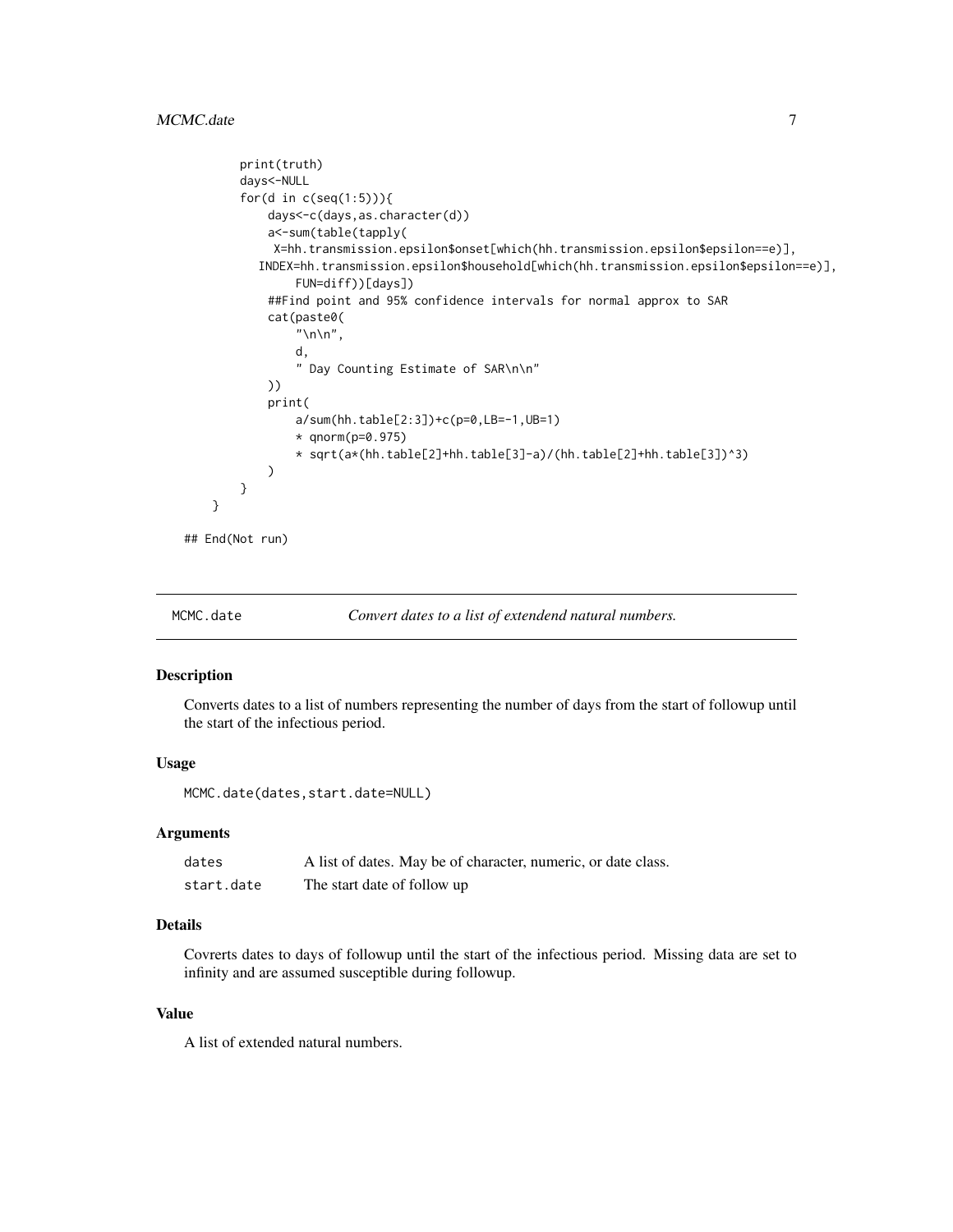```
        print(truth)
        days<-NULL
        for(d in c(seq(1:5))){
            days<-c(days,as.character(d))
            a<-sum(table(tapply(
             X=hh.transmission.epsilon$onset[which(hh.transmission.epsilon$epsilon==e)],
           INDEX=hh.transmission.epsilon$household[which(hh.transmission.epsilon$epsilon==e)],
                FUN=diff))[days])
            ##Find point and 95% confidence intervals for normal approx to SAR
            cat(paste0(
                "\n\n",
                d,
                " Day Counting Estimate of SAR\n\n"
            ))
            print(
                a/sum(hh.table[2:3])+c(p=0,LB=-1,UB=1)
                * qnorm(p=0.975)
                * sqrt(a*(hh.table[2]+hh.table[3]-a)/(hh.table[2]+hh.table[3])^3)
            )
        }
    }

## End(Not run)
```

---

## MCMC.date &nbsp;&nbsp;&nbsp;&nbsp; *Convert dates to a list of extendend natural numbers.*

### Description

Converts dates to a list of numbers representing the number of days from the start of followup until the start of the infectious period.

### Usage

```
MCMC.date(dates,start.date=NULL)
```

### Arguments

| | |
|---|---|
| `dates` | A list of dates. May be of character, numeric, or date class. |
| `start.date` | The start date of follow up |

### Details

Covrerts dates to days of followup until the start of the infectious period. Missing data are set to infinity and are assumed susceptible during followup.

### Value

A list of extended natural numbers.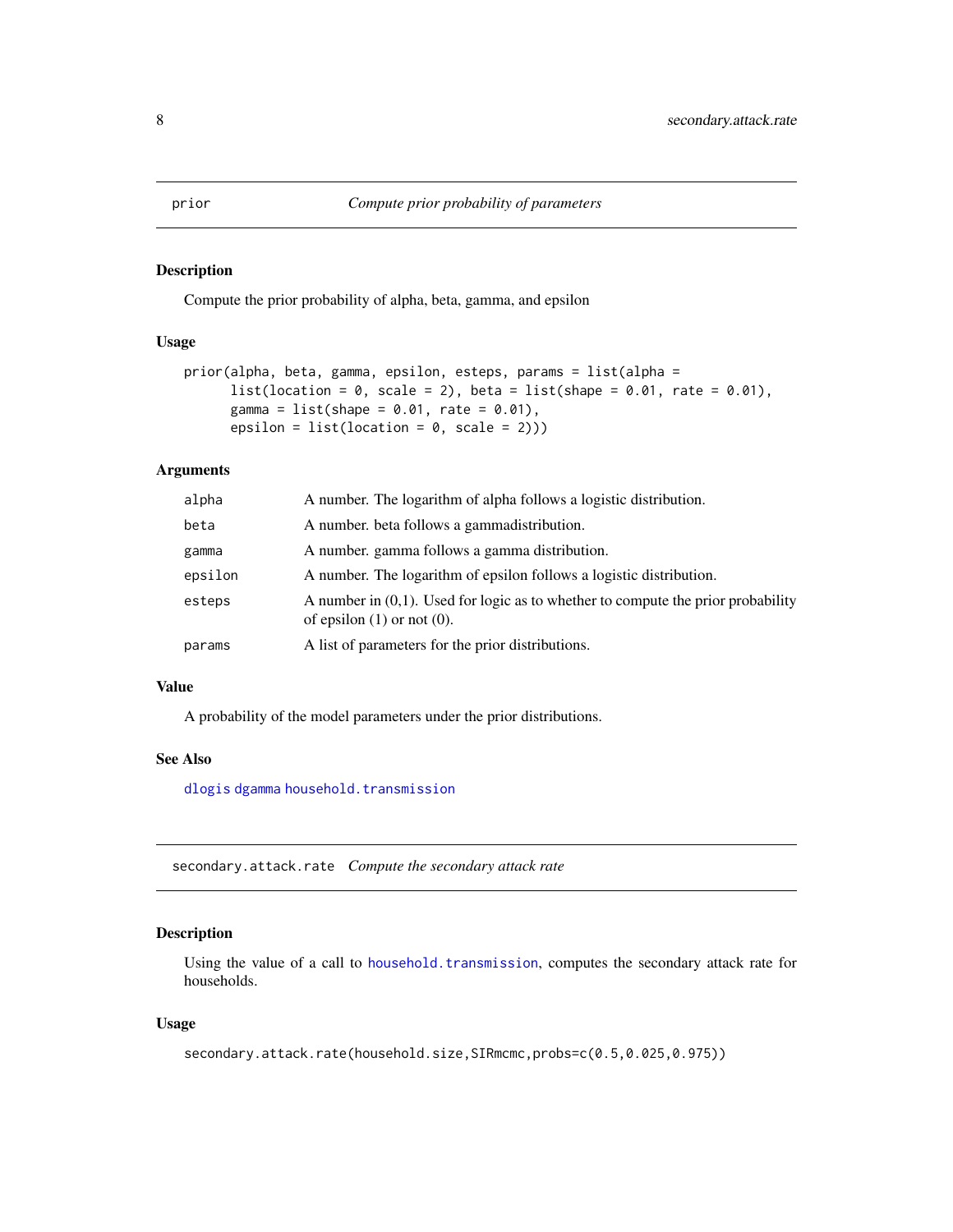## prior *Compute prior probability of parameters*

### Description

Compute the prior probability of alpha, beta, gamma, and epsilon

### Usage

```
prior(alpha, beta, gamma, epsilon, esteps, params = list(alpha =
      list(location = 0, scale = 2), beta = list(shape = 0.01, rate = 0.01),
      gamma = list(shape = 0.01, rate = 0.01),
      epsilon = list(location = 0, scale = 2)))
```

### Arguments

| | |
|---|---|
| `alpha` | A number. The logarithm of alpha follows a logistic distribution. |
| `beta` | A number. beta follows a gammadistribution. |
| `gamma` | A number. gamma follows a gamma distribution. |
| `epsilon` | A number. The logarithm of epsilon follows a logistic distribution. |
| `esteps` | A number in (0,1). Used for logic as to whether to compute the prior probability of epsilon (1) or not (0). |
| `params` | A list of parameters for the prior distributions. |

### Value

A probability of the model parameters under the prior distributions.

### See Also

`dlogis` `dgamma` `household.transmission`

## secondary.attack.rate *Compute the secondary attack rate*

### Description

Using the value of a call to `household.transmission`, computes the secondary attack rate for households.

### Usage

```
secondary.attack.rate(household.size,SIRmcmc,probs=c(0.5,0.025,0.975))
```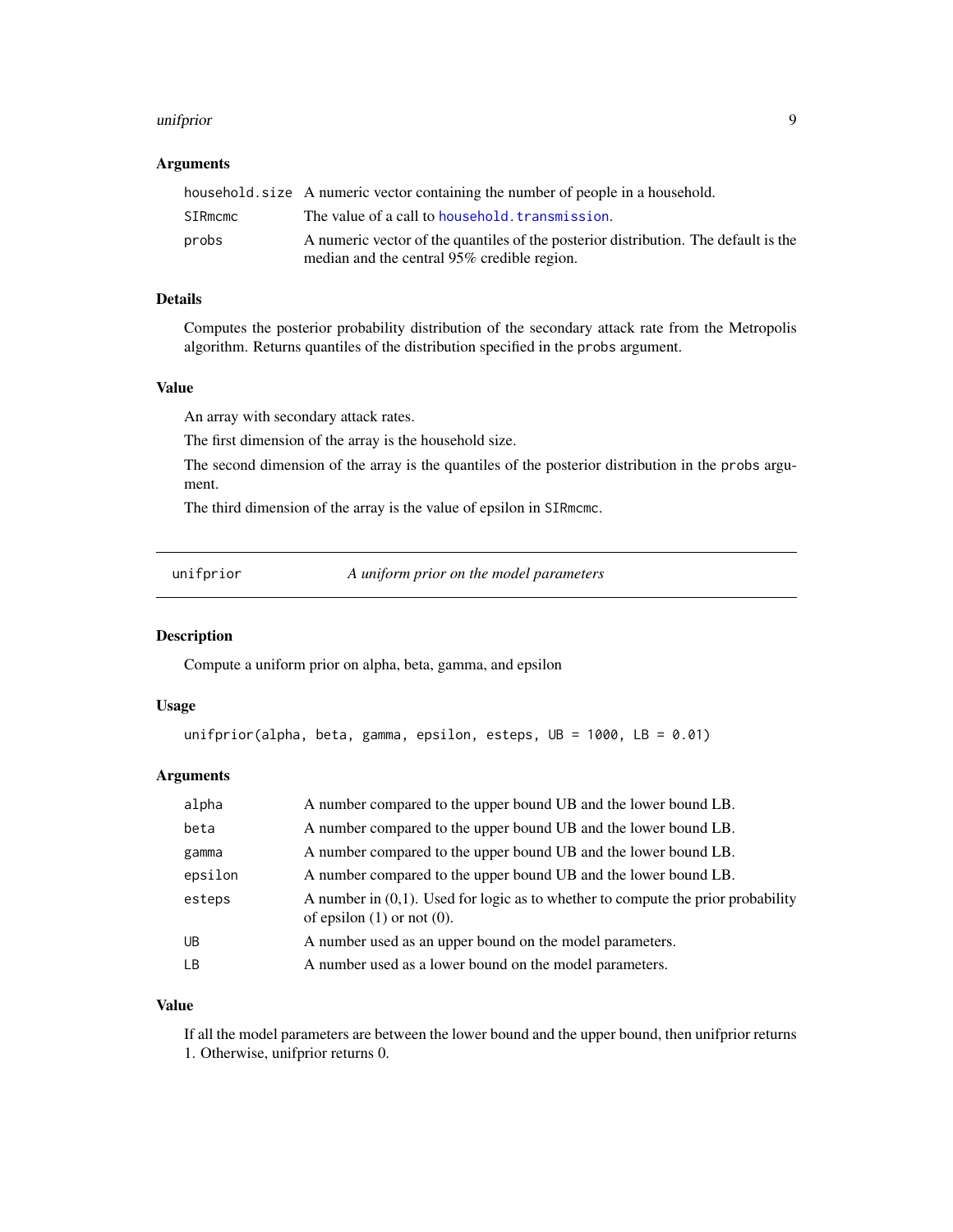### Arguments

| | |
|---|---|
| household.size | A numeric vector containing the number of people in a household. |
| SIRmcmc | The value of a call to household.transmission. |
| probs | A numeric vector of the quantiles of the posterior distribution. The default is the median and the central 95% credible region. |

### Details

Computes the posterior probability distribution of the secondary attack rate from the Metropolis algorithm. Returns quantiles of the distribution specified in the probs argument.

### Value

An array with secondary attack rates.

The first dimension of the array is the household size.

The second dimension of the array is the quantiles of the posterior distribution in the probs argument.

The third dimension of the array is the value of epsilon in SIRmcmc.

---

## unifprior — *A uniform prior on the model parameters*

### Description

Compute a uniform prior on alpha, beta, gamma, and epsilon

### Usage

```
unifprior(alpha, beta, gamma, epsilon, esteps, UB = 1000, LB = 0.01)
```

### Arguments

| | |
|---|---|
| alpha | A number compared to the upper bound UB and the lower bound LB. |
| beta | A number compared to the upper bound UB and the lower bound LB. |
| gamma | A number compared to the upper bound UB and the lower bound LB. |
| epsilon | A number compared to the upper bound UB and the lower bound LB. |
| esteps | A number in (0,1). Used for logic as to whether to compute the prior probability of epsilon (1) or not (0). |
| UB | A number used as an upper bound on the model parameters. |
| LB | A number used as a lower bound on the model parameters. |

### Value

If all the model parameters are between the lower bound and the upper bound, then unifprior returns 1. Otherwise, unifprior returns 0.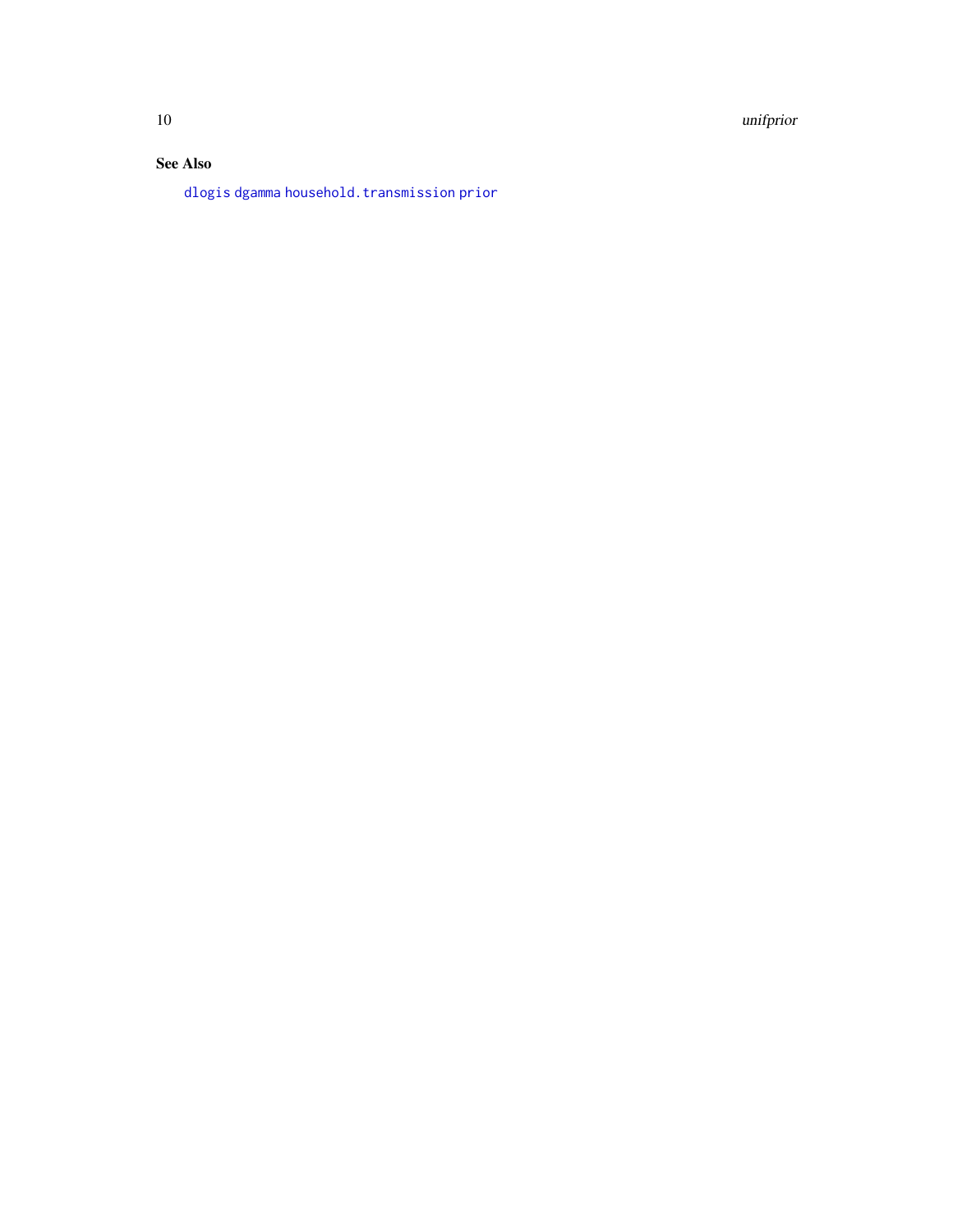### See Also

`dlogis` `dgamma` `household.transmission` `prior`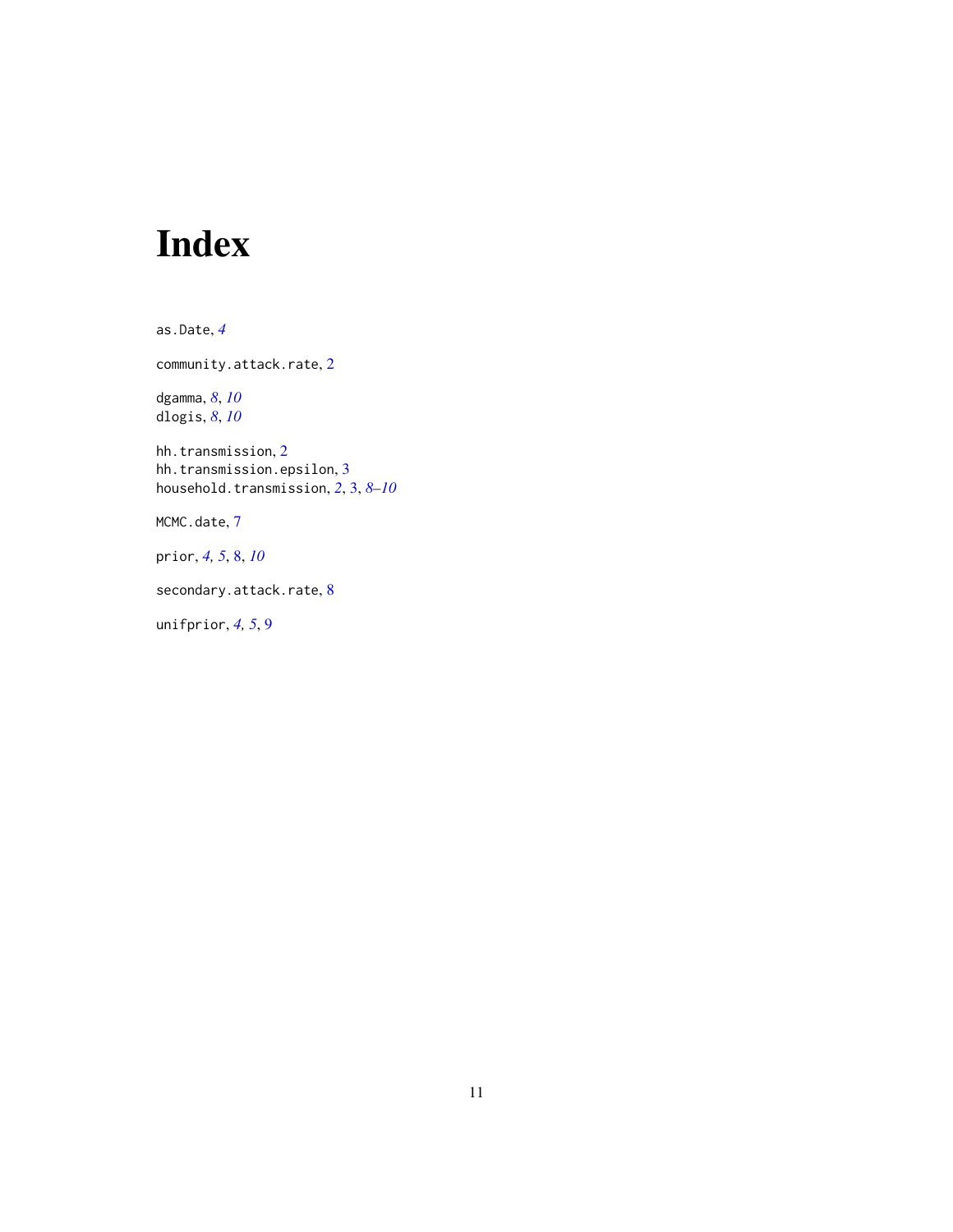# Index

as.Date, *4*

community.attack.rate, 2

dgamma, *8*, *10*
dlogis, *8*, *10*

hh.transmission, 2
hh.transmission.epsilon, 3
household.transmission, *2*, 3, *8–10*

MCMC.date, 7

prior, *4, 5*, 8, *10*

secondary.attack.rate, 8

unifprior, *4, 5*, 9